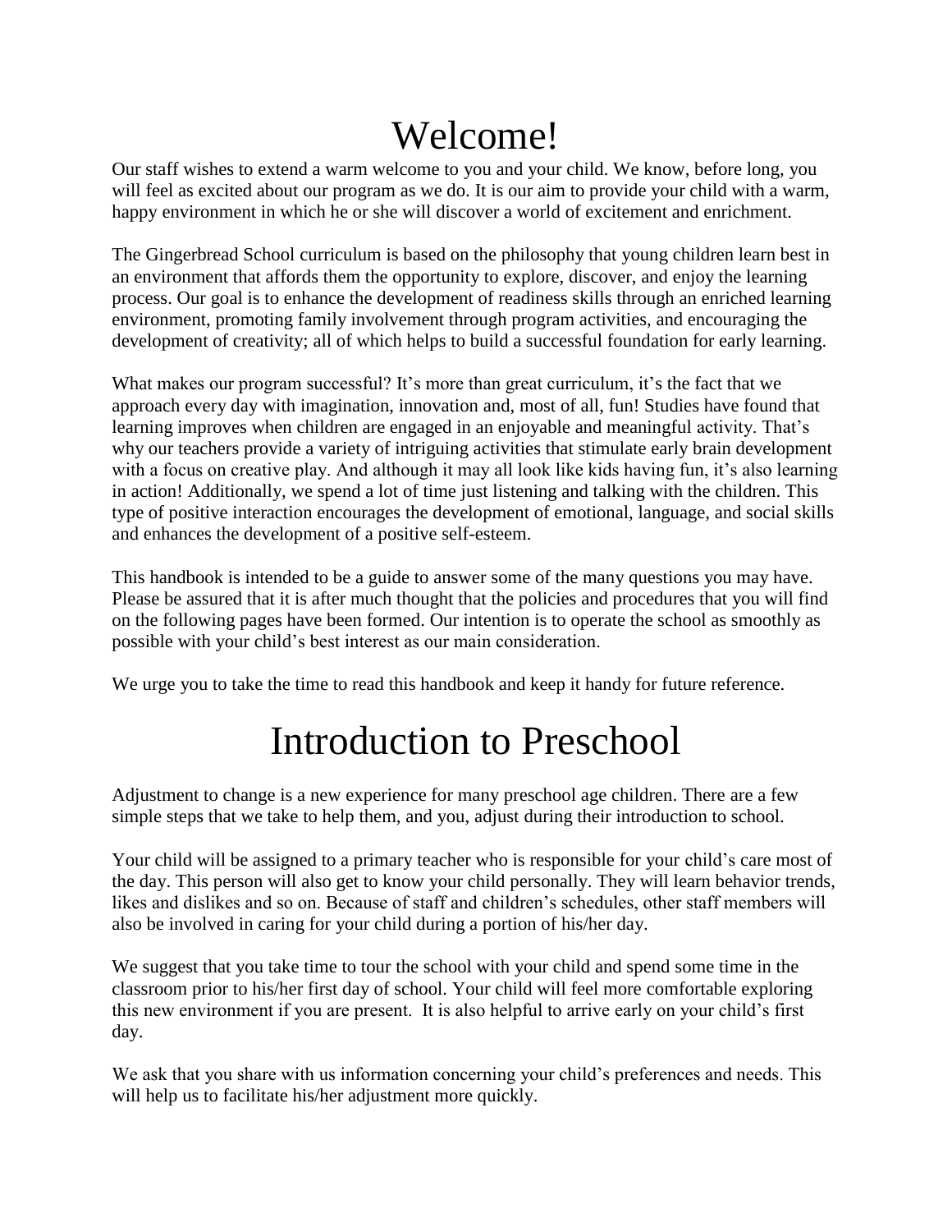# Welcome!

Our staff wishes to extend a warm welcome to you and your child. We know, before long, you will feel as excited about our program as we do. It is our aim to provide your child with a warm, happy environment in which he or she will discover a world of excitement and enrichment.

The Gingerbread School curriculum is based on the philosophy that young children learn best in an environment that affords them the opportunity to explore, discover, and enjoy the learning process. Our goal is to enhance the development of readiness skills through an enriched learning environment, promoting family involvement through program activities, and encouraging the development of creativity; all of which helps to build a successful foundation for early learning.

What makes our program successful? It's more than great curriculum, it's the fact that we approach every day with imagination, innovation and, most of all, fun! Studies have found that learning improves when children are engaged in an enjoyable and meaningful activity. That's why our teachers provide a variety of intriguing activities that stimulate early brain development with a focus on creative play. And although it may all look like kids having fun, it's also learning in action! Additionally, we spend a lot of time just listening and talking with the children. This type of positive interaction encourages the development of emotional, language, and social skills and enhances the development of a positive self-esteem.

This handbook is intended to be a guide to answer some of the many questions you may have. Please be assured that it is after much thought that the policies and procedures that you will find on the following pages have been formed. Our intention is to operate the school as smoothly as possible with your child's best interest as our main consideration.

We urge you to take the time to read this handbook and keep it handy for future reference.

# Introduction to Preschool

Adjustment to change is a new experience for many preschool age children. There are a few simple steps that we take to help them, and you, adjust during their introduction to school.

Your child will be assigned to a primary teacher who is responsible for your child's care most of the day. This person will also get to know your child personally. They will learn behavior trends, likes and dislikes and so on. Because of staff and children's schedules, other staff members will also be involved in caring for your child during a portion of his/her day.

We suggest that you take time to tour the school with your child and spend some time in the classroom prior to his/her first day of school. Your child will feel more comfortable exploring this new environment if you are present. It is also helpful to arrive early on your child's first day.

We ask that you share with us information concerning your child's preferences and needs. This will help us to facilitate his/her adjustment more quickly.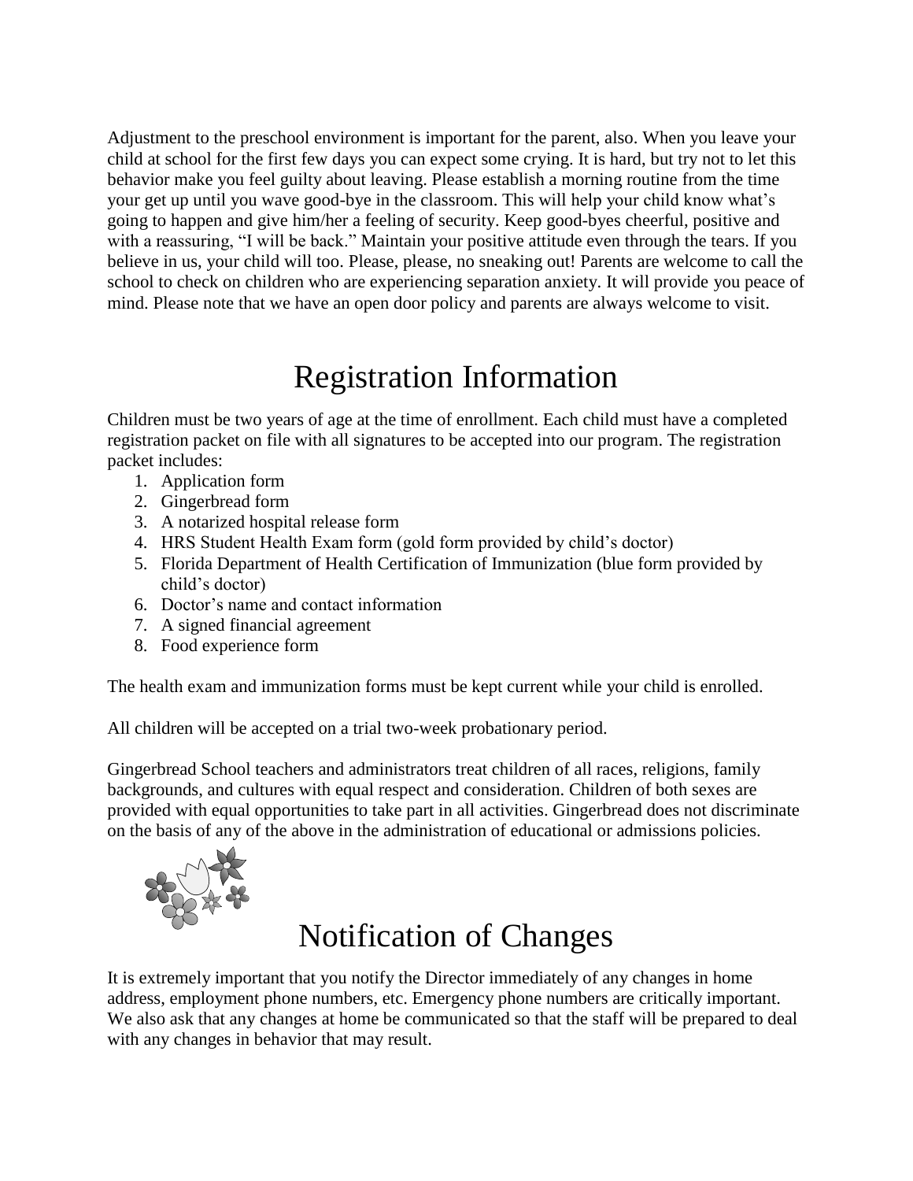Adjustment to the preschool environment is important for the parent, also. When you leave your child at school for the first few days you can expect some crying. It is hard, but try not to let this behavior make you feel guilty about leaving. Please establish a morning routine from the time your get up until you wave good-bye in the classroom. This will help your child know what's going to happen and give him/her a feeling of security. Keep good-byes cheerful, positive and with a reassuring, "I will be back." Maintain your positive attitude even through the tears. If you believe in us, your child will too. Please, please, no sneaking out! Parents are welcome to call the school to check on children who are experiencing separation anxiety. It will provide you peace of mind. Please note that we have an open door policy and parents are always welcome to visit.

# Registration Information

Children must be two years of age at the time of enrollment. Each child must have a completed registration packet on file with all signatures to be accepted into our program. The registration packet includes:

1. Application form
2. Gingerbread form
3. A notarized hospital release form
4. HRS Student Health Exam form (gold form provided by child's doctor)
5. Florida Department of Health Certification of Immunization (blue form provided by child's doctor)
6. Doctor's name and contact information
7. A signed financial agreement
8. Food experience form

The health exam and immunization forms must be kept current while your child is enrolled.

All children will be accepted on a trial two-week probationary period.

Gingerbread School teachers and administrators treat children of all races, religions, family backgrounds, and cultures with equal respect and consideration. Children of both sexes are provided with equal opportunities to take part in all activities. Gingerbread does not discriminate on the basis of any of the above in the administration of educational or admissions policies.

# Notification of Changes

It is extremely important that you notify the Director immediately of any changes in home address, employment phone numbers, etc. Emergency phone numbers are critically important. We also ask that any changes at home be communicated so that the staff will be prepared to deal with any changes in behavior that may result.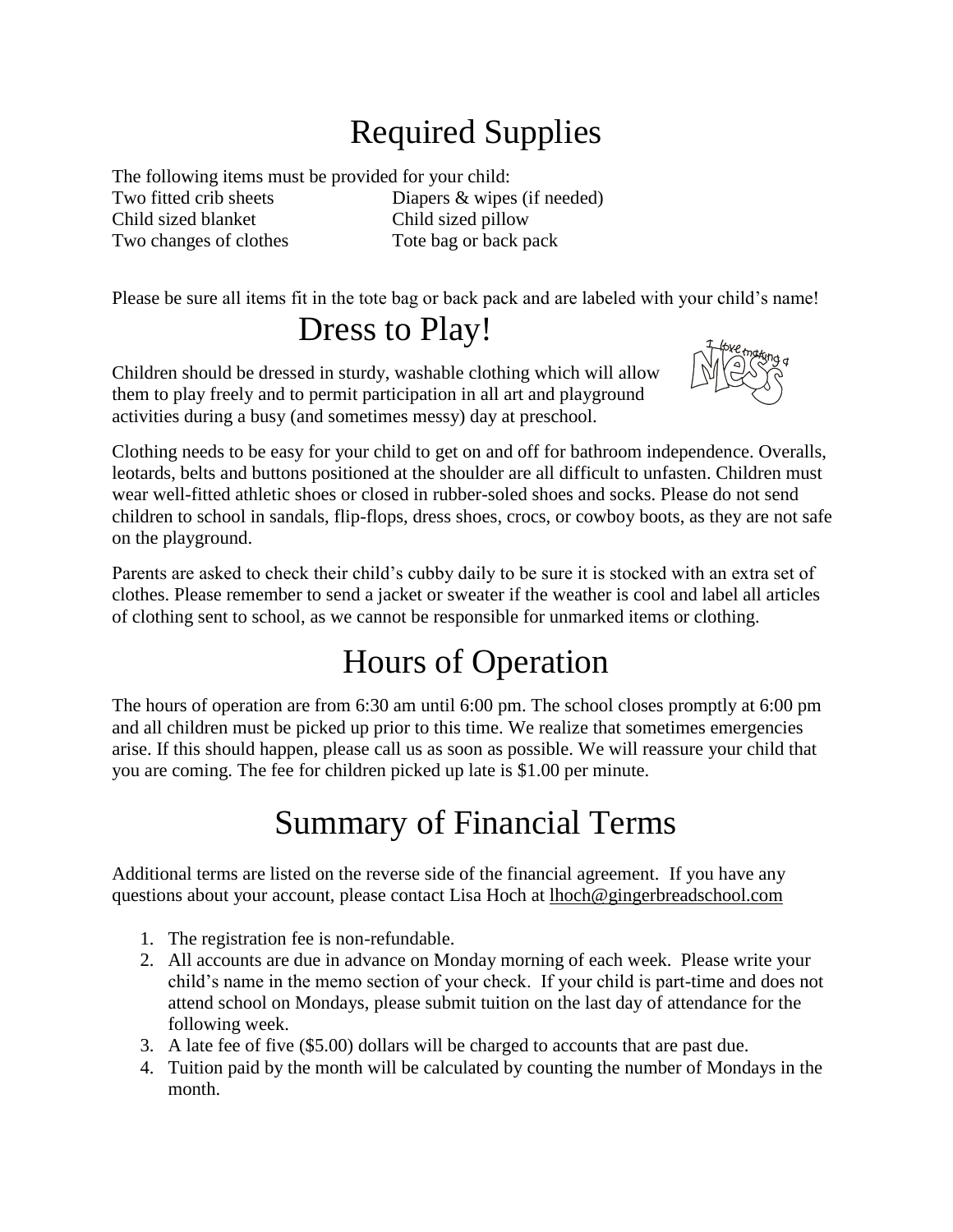# Required Supplies

The following items must be provided for your child:

| | |
|---|---|
| Two fitted crib sheets | Diapers & wipes (if needed) |
| Child sized blanket | Child sized pillow |
| Two changes of clothes | Tote bag or back pack |

Please be sure all items fit in the tote bag or back pack and are labeled with your child's name!

# Dress to Play!

Children should be dressed in sturdy, washable clothing which will allow them to play freely and to permit participation in all art and playground activities during a busy (and sometimes messy) day at preschool.

Clothing needs to be easy for your child to get on and off for bathroom independence. Overalls, leotards, belts and buttons positioned at the shoulder are all difficult to unfasten. Children must wear well-fitted athletic shoes or closed in rubber-soled shoes and socks. Please do not send children to school in sandals, flip-flops, dress shoes, crocs, or cowboy boots, as they are not safe on the playground.

Parents are asked to check their child's cubby daily to be sure it is stocked with an extra set of clothes. Please remember to send a jacket or sweater if the weather is cool and label all articles of clothing sent to school, as we cannot be responsible for unmarked items or clothing.

# Hours of Operation

The hours of operation are from 6:30 am until 6:00 pm. The school closes promptly at 6:00 pm and all children must be picked up prior to this time. We realize that sometimes emergencies arise. If this should happen, please call us as soon as possible. We will reassure your child that you are coming. The fee for children picked up late is $1.00 per minute.

# Summary of Financial Terms

Additional terms are listed on the reverse side of the financial agreement. If you have any questions about your account, please contact Lisa Hoch at lhoch@gingerbreadschool.com

1. The registration fee is non-refundable.
2. All accounts are due in advance on Monday morning of each week. Please write your child's name in the memo section of your check. If your child is part-time and does not attend school on Mondays, please submit tuition on the last day of attendance for the following week.
3. A late fee of five ($5.00) dollars will be charged to accounts that are past due.
4. Tuition paid by the month will be calculated by counting the number of Mondays in the month.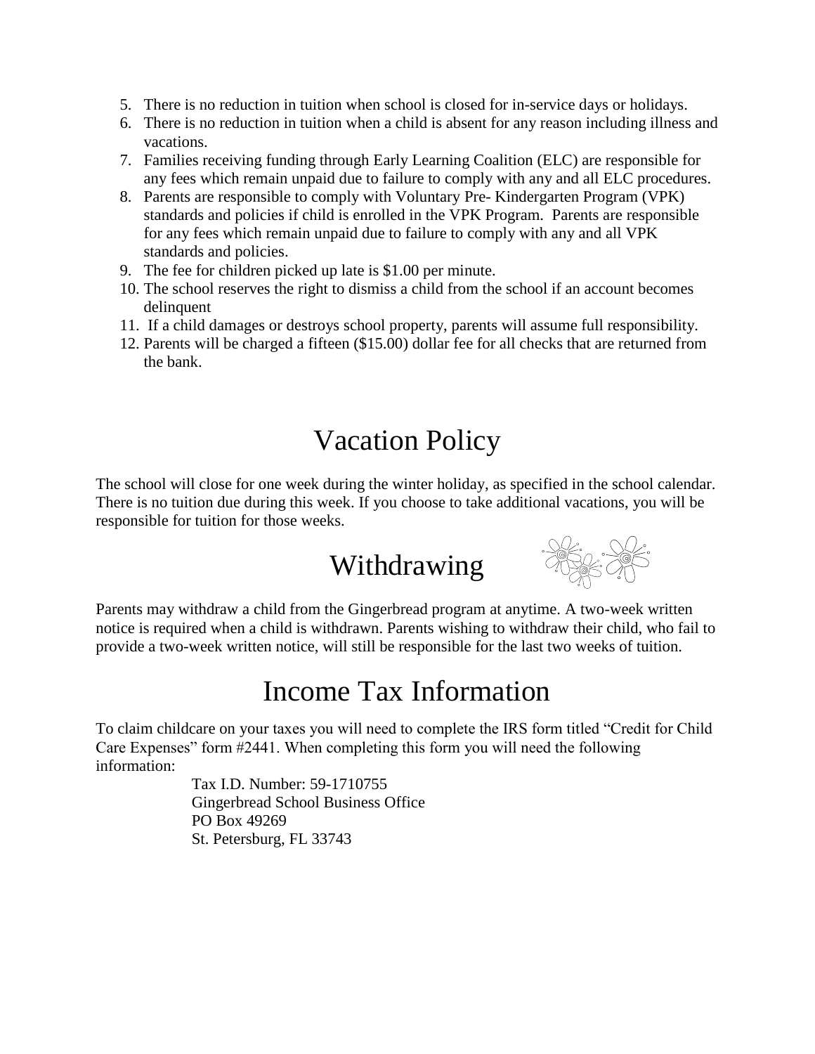5. There is no reduction in tuition when school is closed for in-service days or holidays.
6. There is no reduction in tuition when a child is absent for any reason including illness and vacations.
7. Families receiving funding through Early Learning Coalition (ELC) are responsible for any fees which remain unpaid due to failure to comply with any and all ELC procedures.
8. Parents are responsible to comply with Voluntary Pre- Kindergarten Program (VPK) standards and policies if child is enrolled in the VPK Program. Parents are responsible for any fees which remain unpaid due to failure to comply with any and all VPK standards and policies.
9. The fee for children picked up late is $1.00 per minute.
10. The school reserves the right to dismiss a child from the school if an account becomes delinquent
11. If a child damages or destroys school property, parents will assume full responsibility.
12. Parents will be charged a fifteen ($15.00) dollar fee for all checks that are returned from the bank.

# Vacation Policy

The school will close for one week during the winter holiday, as specified in the school calendar. There is no tuition due during this week. If you choose to take additional vacations, you will be responsible for tuition for those weeks.

# Withdrawing

Parents may withdraw a child from the Gingerbread program at anytime. A two-week written notice is required when a child is withdrawn. Parents wishing to withdraw their child, who fail to provide a two-week written notice, will still be responsible for the last two weeks of tuition.

# Income Tax Information

To claim childcare on your taxes you will need to complete the IRS form titled "Credit for Child Care Expenses" form #2441. When completing this form you will need the following information:

Tax I.D. Number: 59-1710755
Gingerbread School Business Office
PO Box 49269
St. Petersburg, FL 33743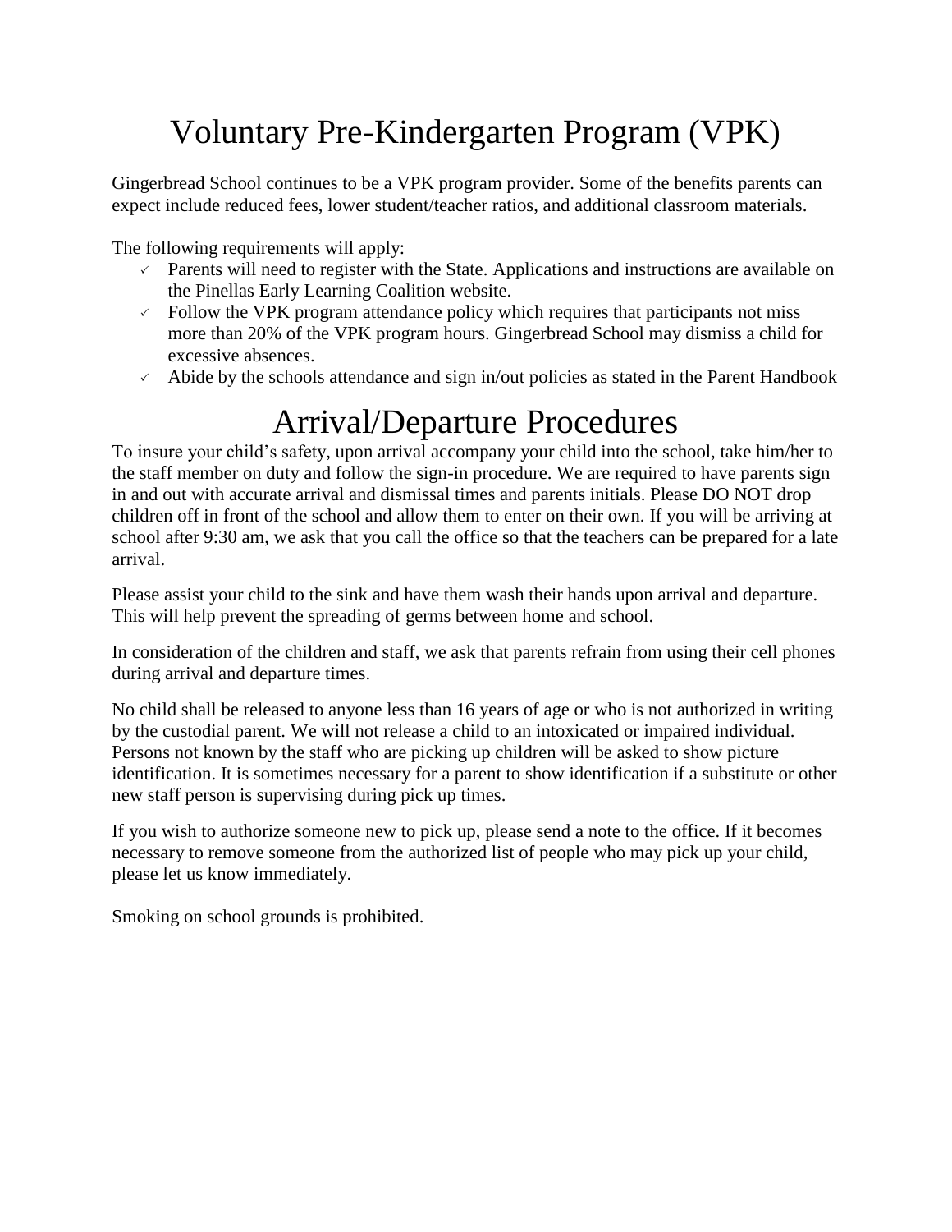# Voluntary Pre-Kindergarten Program (VPK)

Gingerbread School continues to be a VPK program provider. Some of the benefits parents can expect include reduced fees, lower student/teacher ratios, and additional classroom materials.

The following requirements will apply:

- ✓ Parents will need to register with the State. Applications and instructions are available on the Pinellas Early Learning Coalition website.
- ✓ Follow the VPK program attendance policy which requires that participants not miss more than 20% of the VPK program hours. Gingerbread School may dismiss a child for excessive absences.
- ✓ Abide by the schools attendance and sign in/out policies as stated in the Parent Handbook

# Arrival/Departure Procedures

To insure your child's safety, upon arrival accompany your child into the school, take him/her to the staff member on duty and follow the sign-in procedure. We are required to have parents sign in and out with accurate arrival and dismissal times and parents initials. Please DO NOT drop children off in front of the school and allow them to enter on their own. If you will be arriving at school after 9:30 am, we ask that you call the office so that the teachers can be prepared for a late arrival.

Please assist your child to the sink and have them wash their hands upon arrival and departure. This will help prevent the spreading of germs between home and school.

In consideration of the children and staff, we ask that parents refrain from using their cell phones during arrival and departure times.

No child shall be released to anyone less than 16 years of age or who is not authorized in writing by the custodial parent. We will not release a child to an intoxicated or impaired individual. Persons not known by the staff who are picking up children will be asked to show picture identification. It is sometimes necessary for a parent to show identification if a substitute or other new staff person is supervising during pick up times.

If you wish to authorize someone new to pick up, please send a note to the office. If it becomes necessary to remove someone from the authorized list of people who may pick up your child, please let us know immediately.

Smoking on school grounds is prohibited.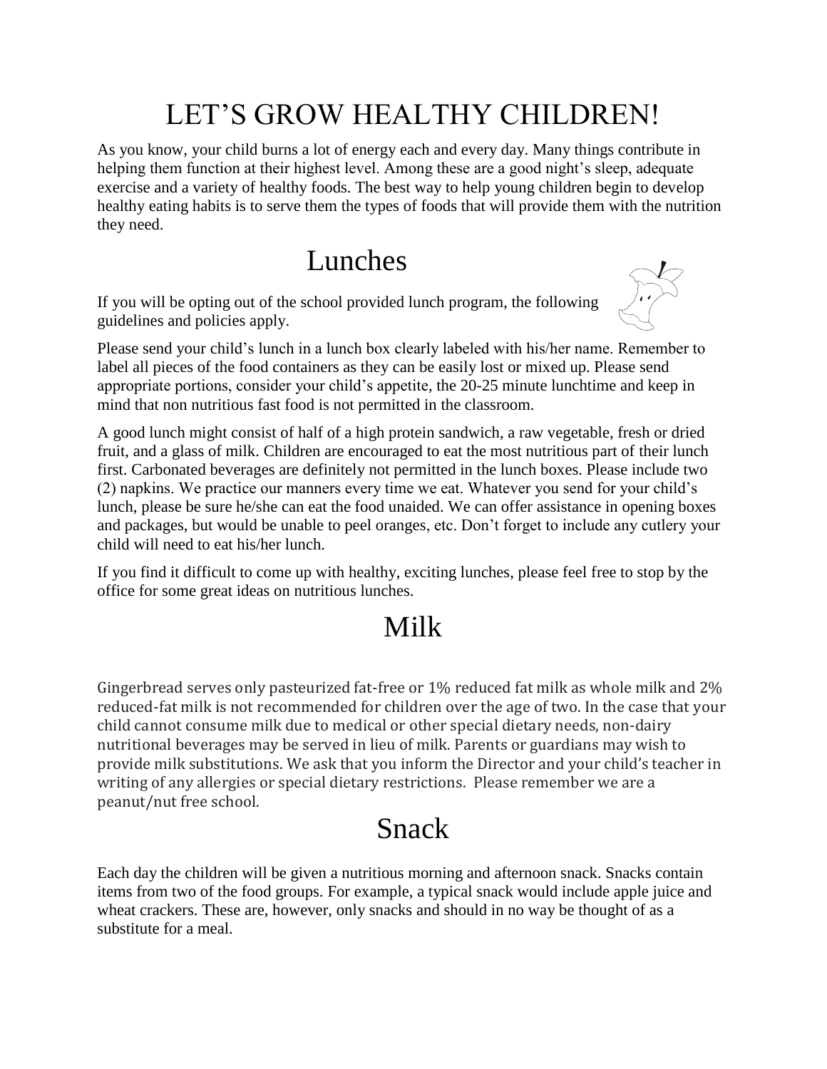# LET'S GROW HEALTHY CHILDREN!

As you know, your child burns a lot of energy each and every day. Many things contribute in helping them function at their highest level. Among these are a good night's sleep, adequate exercise and a variety of healthy foods. The best way to help young children begin to develop healthy eating habits is to serve them the types of foods that will provide them with the nutrition they need.

## Lunches

If you will be opting out of the school provided lunch program, the following guidelines and policies apply.

Please send your child's lunch in a lunch box clearly labeled with his/her name. Remember to label all pieces of the food containers as they can be easily lost or mixed up. Please send appropriate portions, consider your child's appetite, the 20-25 minute lunchtime and keep in mind that non nutritious fast food is not permitted in the classroom.

A good lunch might consist of half of a high protein sandwich, a raw vegetable, fresh or dried fruit, and a glass of milk. Children are encouraged to eat the most nutritious part of their lunch first. Carbonated beverages are definitely not permitted in the lunch boxes. Please include two (2) napkins. We practice our manners every time we eat. Whatever you send for your child's lunch, please be sure he/she can eat the food unaided. We can offer assistance in opening boxes and packages, but would be unable to peel oranges, etc. Don't forget to include any cutlery your child will need to eat his/her lunch.

If you find it difficult to come up with healthy, exciting lunches, please feel free to stop by the office for some great ideas on nutritious lunches.

## Milk

Gingerbread serves only pasteurized fat-free or 1% reduced fat milk as whole milk and 2% reduced-fat milk is not recommended for children over the age of two. In the case that your child cannot consume milk due to medical or other special dietary needs, non-dairy nutritional beverages may be served in lieu of milk. Parents or guardians may wish to provide milk substitutions. We ask that you inform the Director and your child's teacher in writing of any allergies or special dietary restrictions. Please remember we are a peanut/nut free school.

## Snack

Each day the children will be given a nutritious morning and afternoon snack. Snacks contain items from two of the food groups. For example, a typical snack would include apple juice and wheat crackers. These are, however, only snacks and should in no way be thought of as a substitute for a meal.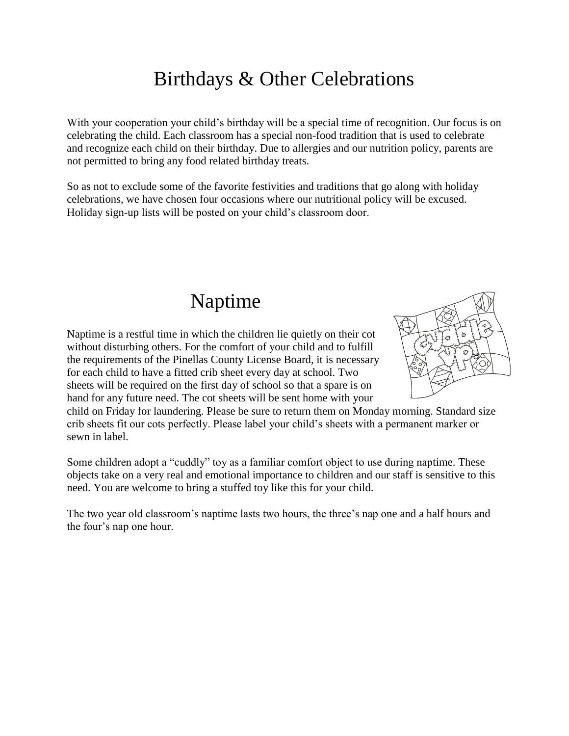# Birthdays & Other Celebrations

With your cooperation your child's birthday will be a special time of recognition. Our focus is on celebrating the child. Each classroom has a special non-food tradition that is used to celebrate and recognize each child on their birthday. Due to allergies and our nutrition policy, parents are not permitted to bring any food related birthday treats.

So as not to exclude some of the favorite festivities and traditions that go along with holiday celebrations, we have chosen four occasions where our nutritional policy will be excused. Holiday sign-up lists will be posted on your child's classroom door.

# Naptime

Naptime is a restful time in which the children lie quietly on their cot without disturbing others. For the comfort of your child and to fulfill the requirements of the Pinellas County License Board, it is necessary for each child to have a fitted crib sheet every day at school. Two sheets will be required on the first day of school so that a spare is on hand for any future need. The cot sheets will be sent home with your child on Friday for laundering. Please be sure to return them on Monday morning. Standard size crib sheets fit our cots perfectly. Please label your child's sheets with a permanent marker or sewn in label.

Some children adopt a "cuddly" toy as a familiar comfort object to use during naptime. These objects take on a very real and emotional importance to children and our staff is sensitive to this need. You are welcome to bring a stuffed toy like this for your child.

The two year old classroom's naptime lasts two hours, the three's nap one and a half hours and the four's nap one hour.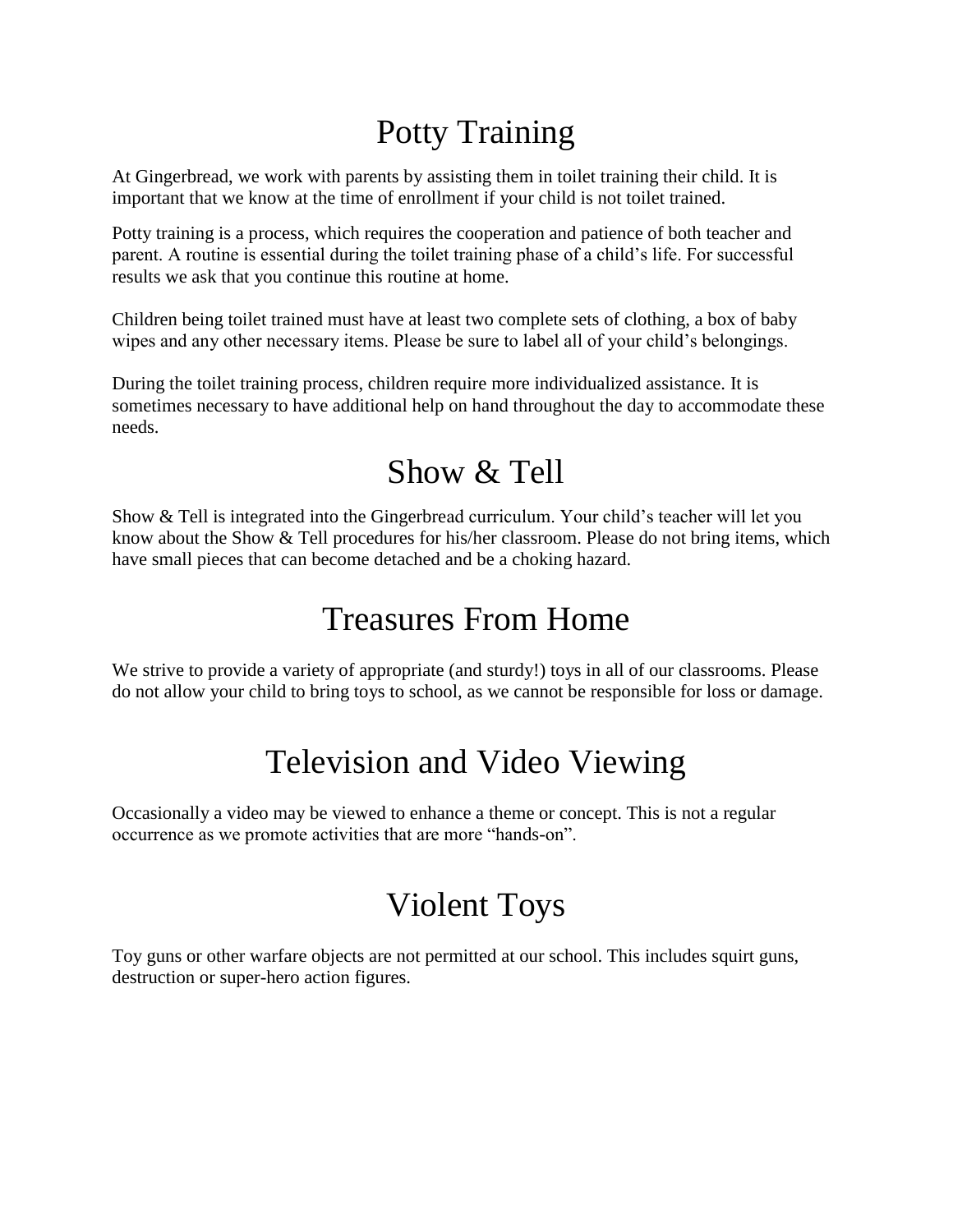# Potty Training

At Gingerbread, we work with parents by assisting them in toilet training their child. It is important that we know at the time of enrollment if your child is not toilet trained.

Potty training is a process, which requires the cooperation and patience of both teacher and parent. A routine is essential during the toilet training phase of a child's life. For successful results we ask that you continue this routine at home.

Children being toilet trained must have at least two complete sets of clothing, a box of baby wipes and any other necessary items. Please be sure to label all of your child's belongings.

During the toilet training process, children require more individualized assistance. It is sometimes necessary to have additional help on hand throughout the day to accommodate these needs.

# Show & Tell

Show & Tell is integrated into the Gingerbread curriculum. Your child's teacher will let you know about the Show & Tell procedures for his/her classroom. Please do not bring items, which have small pieces that can become detached and be a choking hazard.

# Treasures From Home

We strive to provide a variety of appropriate (and sturdy!) toys in all of our classrooms. Please do not allow your child to bring toys to school, as we cannot be responsible for loss or damage.

# Television and Video Viewing

Occasionally a video may be viewed to enhance a theme or concept. This is not a regular occurrence as we promote activities that are more "hands-on".

# Violent Toys

Toy guns or other warfare objects are not permitted at our school. This includes squirt guns, destruction or super-hero action figures.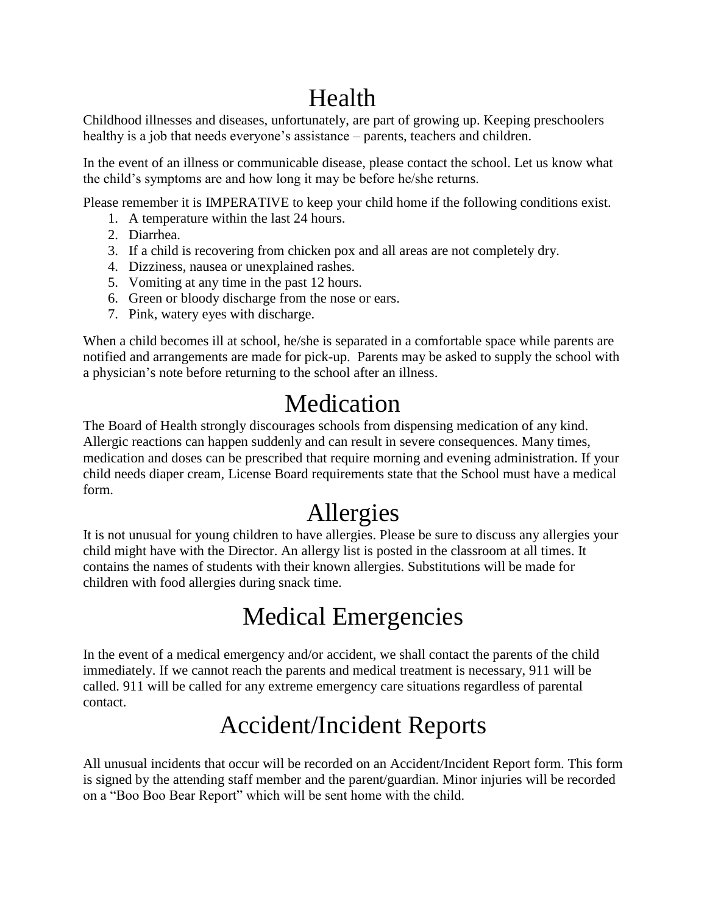# Health

Childhood illnesses and diseases, unfortunately, are part of growing up. Keeping preschoolers healthy is a job that needs everyone's assistance – parents, teachers and children.

In the event of an illness or communicable disease, please contact the school. Let us know what the child's symptoms are and how long it may be before he/she returns.

Please remember it is IMPERATIVE to keep your child home if the following conditions exist.

1. A temperature within the last 24 hours.
2. Diarrhea.
3. If a child is recovering from chicken pox and all areas are not completely dry.
4. Dizziness, nausea or unexplained rashes.
5. Vomiting at any time in the past 12 hours.
6. Green or bloody discharge from the nose or ears.
7. Pink, watery eyes with discharge.

When a child becomes ill at school, he/she is separated in a comfortable space while parents are notified and arrangements are made for pick-up. Parents may be asked to supply the school with a physician's note before returning to the school after an illness.

# Medication

The Board of Health strongly discourages schools from dispensing medication of any kind. Allergic reactions can happen suddenly and can result in severe consequences. Many times, medication and doses can be prescribed that require morning and evening administration. If your child needs diaper cream, License Board requirements state that the School must have a medical form.

# Allergies

It is not unusual for young children to have allergies. Please be sure to discuss any allergies your child might have with the Director. An allergy list is posted in the classroom at all times. It contains the names of students with their known allergies. Substitutions will be made for children with food allergies during snack time.

# Medical Emergencies

In the event of a medical emergency and/or accident, we shall contact the parents of the child immediately. If we cannot reach the parents and medical treatment is necessary, 911 will be called. 911 will be called for any extreme emergency care situations regardless of parental contact.

# Accident/Incident Reports

All unusual incidents that occur will be recorded on an Accident/Incident Report form. This form is signed by the attending staff member and the parent/guardian. Minor injuries will be recorded on a "Boo Boo Bear Report" which will be sent home with the child.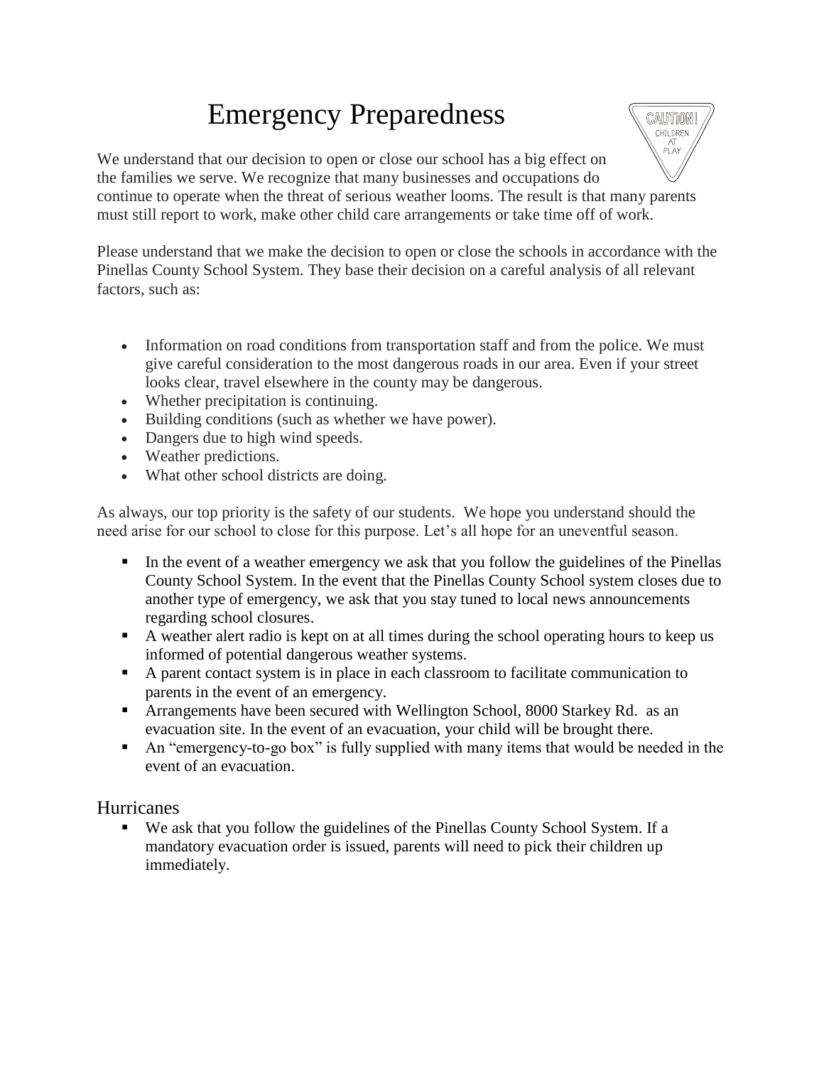# Emergency Preparedness

We understand that our decision to open or close our school has a big effect on the families we serve. We recognize that many businesses and occupations do continue to operate when the threat of serious weather looms. The result is that many parents must still report to work, make other child care arrangements or take time off of work.

Please understand that we make the decision to open or close the schools in accordance with the Pinellas County School System. They base their decision on a careful analysis of all relevant factors, such as:

- Information on road conditions from transportation staff and from the police. We must give careful consideration to the most dangerous roads in our area. Even if your street looks clear, travel elsewhere in the county may be dangerous.
- Whether precipitation is continuing.
- Building conditions (such as whether we have power).
- Dangers due to high wind speeds.
- Weather predictions.
- What other school districts are doing.

As always, our top priority is the safety of our students. We hope you understand should the need arise for our school to close for this purpose. Let's all hope for an uneventful season.

- In the event of a weather emergency we ask that you follow the guidelines of the Pinellas County School System. In the event that the Pinellas County School system closes due to another type of emergency, we ask that you stay tuned to local news announcements regarding school closures.
- A weather alert radio is kept on at all times during the school operating hours to keep us informed of potential dangerous weather systems.
- A parent contact system is in place in each classroom to facilitate communication to parents in the event of an emergency.
- Arrangements have been secured with Wellington School, 8000 Starkey Rd. as an evacuation site. In the event of an evacuation, your child will be brought there.
- An "emergency-to-go box" is fully supplied with many items that would be needed in the event of an evacuation.

## Hurricanes

- We ask that you follow the guidelines of the Pinellas County School System. If a mandatory evacuation order is issued, parents will need to pick their children up immediately.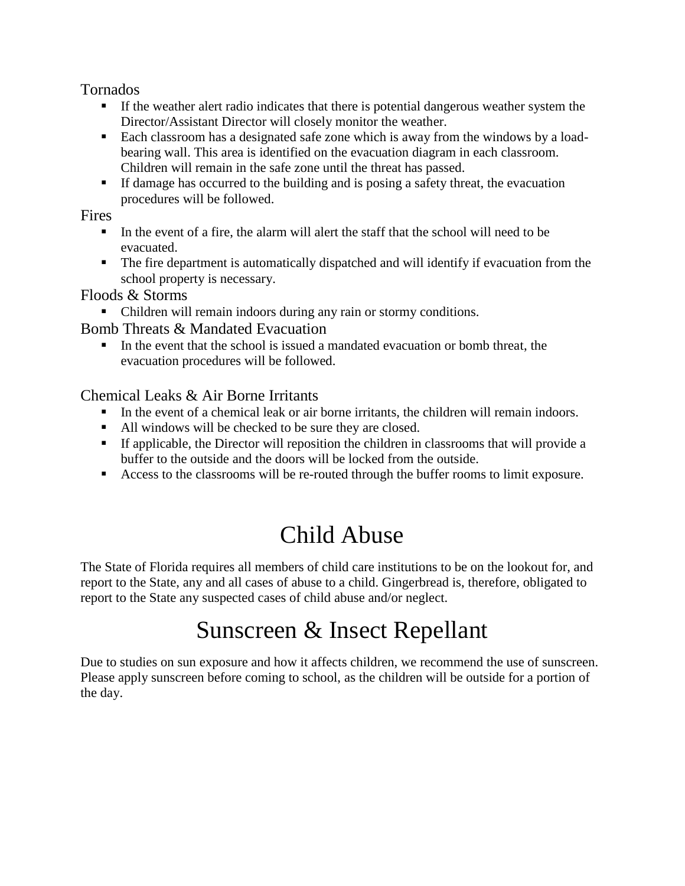### Tornados

- If the weather alert radio indicates that there is potential dangerous weather system the Director/Assistant Director will closely monitor the weather.
- Each classroom has a designated safe zone which is away from the windows by a load-bearing wall. This area is identified on the evacuation diagram in each classroom. Children will remain in the safe zone until the threat has passed.
- If damage has occurred to the building and is posing a safety threat, the evacuation procedures will be followed.

### Fires

- In the event of a fire, the alarm will alert the staff that the school will need to be evacuated.
- The fire department is automatically dispatched and will identify if evacuation from the school property is necessary.

### Floods & Storms

- Children will remain indoors during any rain or stormy conditions.

### Bomb Threats & Mandated Evacuation

- In the event that the school is issued a mandated evacuation or bomb threat, the evacuation procedures will be followed.

### Chemical Leaks & Air Borne Irritants

- In the event of a chemical leak or air borne irritants, the children will remain indoors.
- All windows will be checked to be sure they are closed.
- If applicable, the Director will reposition the children in classrooms that will provide a buffer to the outside and the doors will be locked from the outside.
- Access to the classrooms will be re-routed through the buffer rooms to limit exposure.

# Child Abuse

The State of Florida requires all members of child care institutions to be on the lookout for, and report to the State, any and all cases of abuse to a child. Gingerbread is, therefore, obligated to report to the State any suspected cases of child abuse and/or neglect.

# Sunscreen & Insect Repellant

Due to studies on sun exposure and how it affects children, we recommend the use of sunscreen. Please apply sunscreen before coming to school, as the children will be outside for a portion of the day.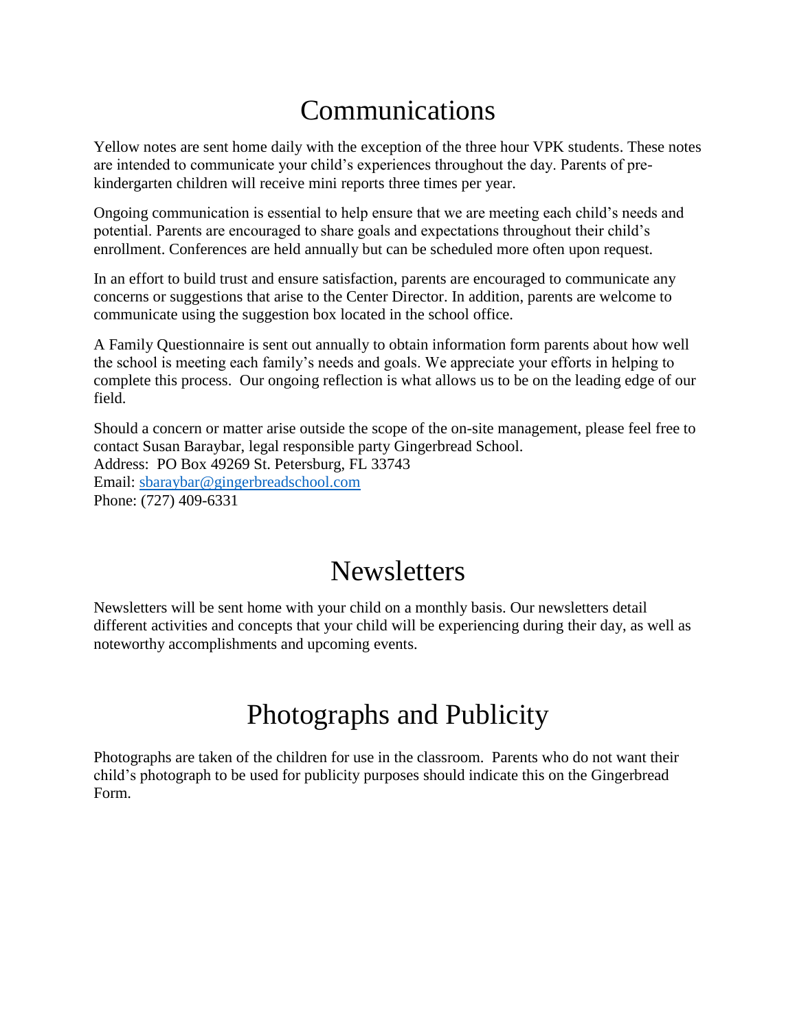# Communications

Yellow notes are sent home daily with the exception of the three hour VPK students. These notes are intended to communicate your child's experiences throughout the day. Parents of pre-kindergarten children will receive mini reports three times per year.

Ongoing communication is essential to help ensure that we are meeting each child's needs and potential. Parents are encouraged to share goals and expectations throughout their child's enrollment. Conferences are held annually but can be scheduled more often upon request.

In an effort to build trust and ensure satisfaction, parents are encouraged to communicate any concerns or suggestions that arise to the Center Director. In addition, parents are welcome to communicate using the suggestion box located in the school office.

A Family Questionnaire is sent out annually to obtain information form parents about how well the school is meeting each family's needs and goals. We appreciate your efforts in helping to complete this process. Our ongoing reflection is what allows us to be on the leading edge of our field.

Should a concern or matter arise outside the scope of the on-site management, please feel free to contact Susan Baraybar, legal responsible party Gingerbread School.
Address: PO Box 49269 St. Petersburg, FL 33743
Email: sbaraybar@gingerbreadschool.com
Phone: (727) 409-6331

# Newsletters

Newsletters will be sent home with your child on a monthly basis. Our newsletters detail different activities and concepts that your child will be experiencing during their day, as well as noteworthy accomplishments and upcoming events.

# Photographs and Publicity

Photographs are taken of the children for use in the classroom. Parents who do not want their child's photograph to be used for publicity purposes should indicate this on the Gingerbread Form.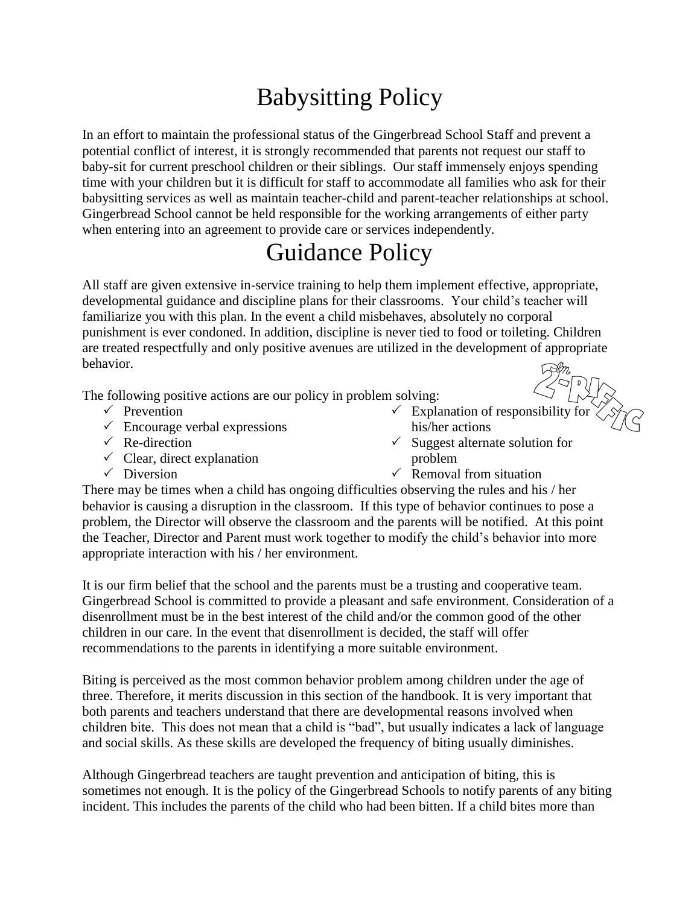# Babysitting Policy

In an effort to maintain the professional status of the Gingerbread School Staff and prevent a potential conflict of interest, it is strongly recommended that parents not request our staff to baby-sit for current preschool children or their siblings. Our staff immensely enjoys spending time with your children but it is difficult for staff to accommodate all families who ask for their babysitting services as well as maintain teacher-child and parent-teacher relationships at school. Gingerbread School cannot be held responsible for the working arrangements of either party when entering into an agreement to provide care or services independently.

# Guidance Policy

All staff are given extensive in-service training to help them implement effective, appropriate, developmental guidance and discipline plans for their classrooms. Your child's teacher will familiarize you with this plan. In the event a child misbehaves, absolutely no corporal punishment is ever condoned. In addition, discipline is never tied to food or toileting. Children are treated respectfully and only positive avenues are utilized in the development of appropriate behavior.

The following positive actions are our policy in problem solving:

- ✓ Prevention
- ✓ Encourage verbal expressions
- ✓ Re-direction
- ✓ Clear, direct explanation
- ✓ Diversion
- ✓ Explanation of responsibility for his/her actions
- ✓ Suggest alternate solution for problem
- ✓ Removal from situation

There may be times when a child has ongoing difficulties observing the rules and his / her behavior is causing a disruption in the classroom. If this type of behavior continues to pose a problem, the Director will observe the classroom and the parents will be notified. At this point the Teacher, Director and Parent must work together to modify the child's behavior into more appropriate interaction with his / her environment.

It is our firm belief that the school and the parents must be a trusting and cooperative team. Gingerbread School is committed to provide a pleasant and safe environment. Consideration of a disenrollment must be in the best interest of the child and/or the common good of the other children in our care. In the event that disenrollment is decided, the staff will offer recommendations to the parents in identifying a more suitable environment.

Biting is perceived as the most common behavior problem among children under the age of three. Therefore, it merits discussion in this section of the handbook. It is very important that both parents and teachers understand that there are developmental reasons involved when children bite. This does not mean that a child is "bad", but usually indicates a lack of language and social skills. As these skills are developed the frequency of biting usually diminishes.

Although Gingerbread teachers are taught prevention and anticipation of biting, this is sometimes not enough. It is the policy of the Gingerbread Schools to notify parents of any biting incident. This includes the parents of the child who had been bitten. If a child bites more than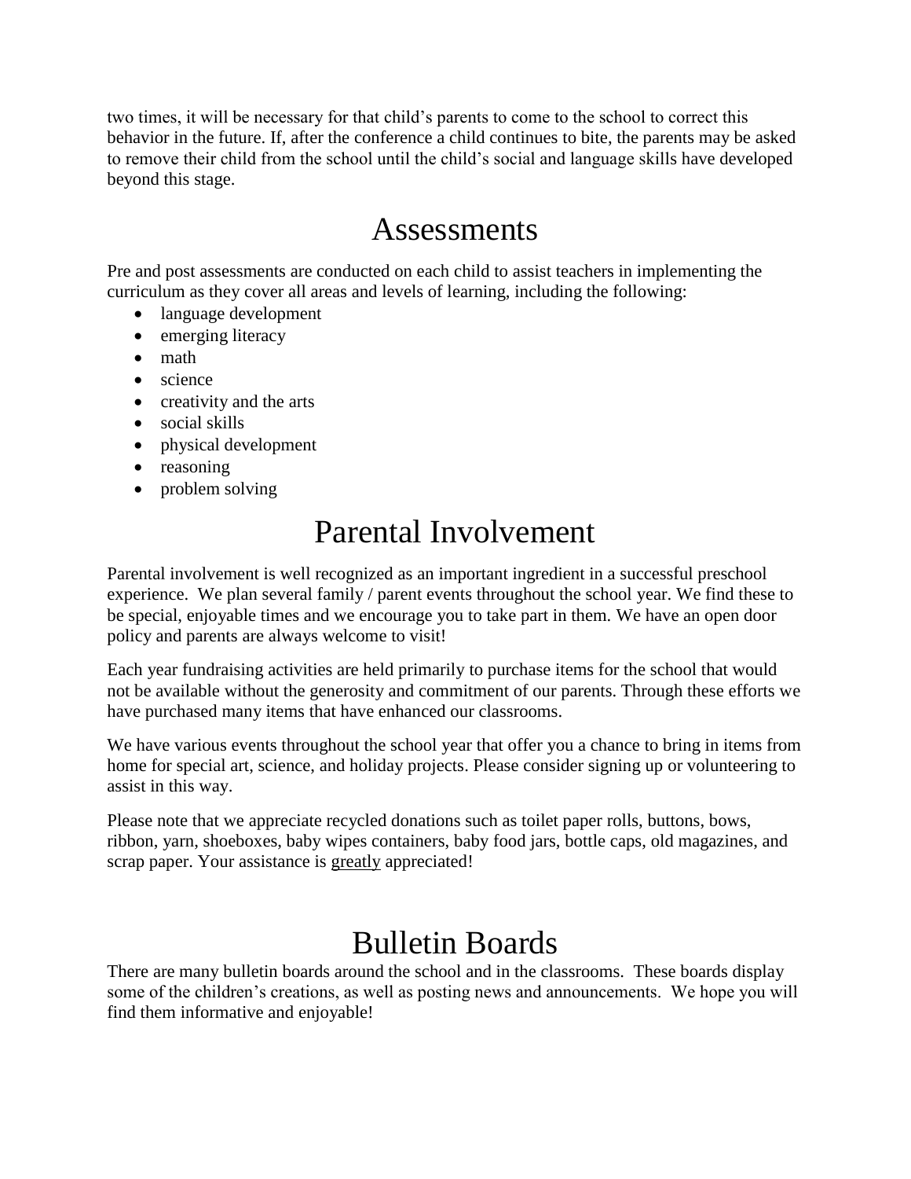two times, it will be necessary for that child's parents to come to the school to correct this behavior in the future. If, after the conference a child continues to bite, the parents may be asked to remove their child from the school until the child's social and language skills have developed beyond this stage.

# Assessments

Pre and post assessments are conducted on each child to assist teachers in implementing the curriculum as they cover all areas and levels of learning, including the following:

- language development
- emerging literacy
- math
- science
- creativity and the arts
- social skills
- physical development
- reasoning
- problem solving

# Parental Involvement

Parental involvement is well recognized as an important ingredient in a successful preschool experience. We plan several family / parent events throughout the school year. We find these to be special, enjoyable times and we encourage you to take part in them. We have an open door policy and parents are always welcome to visit!

Each year fundraising activities are held primarily to purchase items for the school that would not be available without the generosity and commitment of our parents. Through these efforts we have purchased many items that have enhanced our classrooms.

We have various events throughout the school year that offer you a chance to bring in items from home for special art, science, and holiday projects. Please consider signing up or volunteering to assist in this way.

Please note that we appreciate recycled donations such as toilet paper rolls, buttons, bows, ribbon, yarn, shoeboxes, baby wipes containers, baby food jars, bottle caps, old magazines, and scrap paper. Your assistance is <u>greatly</u> appreciated!

# Bulletin Boards

There are many bulletin boards around the school and in the classrooms. These boards display some of the children's creations, as well as posting news and announcements. We hope you will find them informative and enjoyable!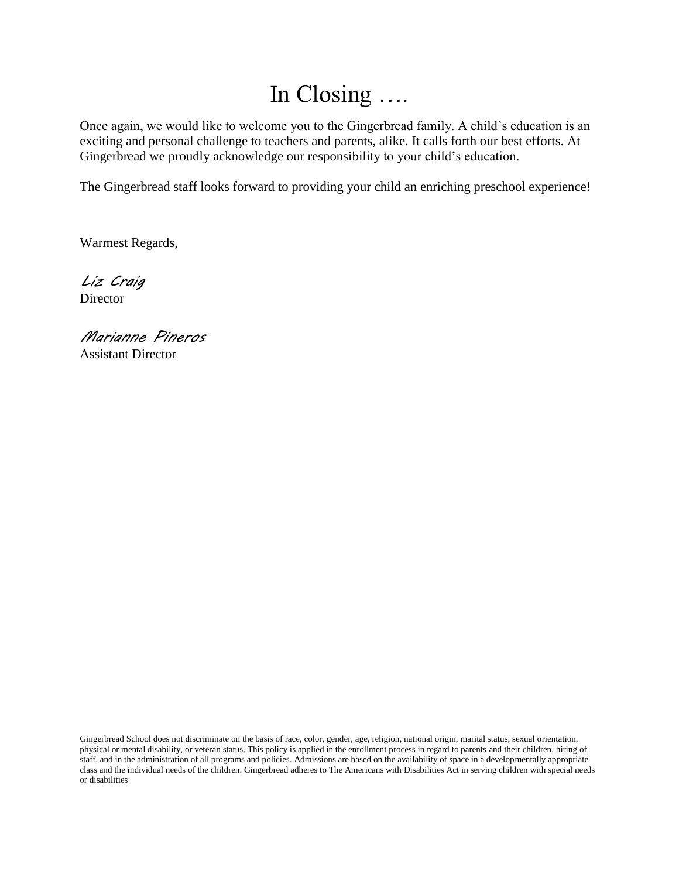# In Closing ….

Once again, we would like to welcome you to the Gingerbread family. A child's education is an exciting and personal challenge to teachers and parents, alike. It calls forth our best efforts. At Gingerbread we proudly acknowledge our responsibility to your child's education.

The Gingerbread staff looks forward to providing your child an enriching preschool experience!

Warmest Regards,

*Liz Craig*
Director

*Marianne Pineros*
Assistant Director

Gingerbread School does not discriminate on the basis of race, color, gender, age, religion, national origin, marital status, sexual orientation, physical or mental disability, or veteran status. This policy is applied in the enrollment process in regard to parents and their children, hiring of staff, and in the administration of all programs and policies. Admissions are based on the availability of space in a developmentally appropriate class and the individual needs of the children. Gingerbread adheres to The Americans with Disabilities Act in serving children with special needs or disabilities